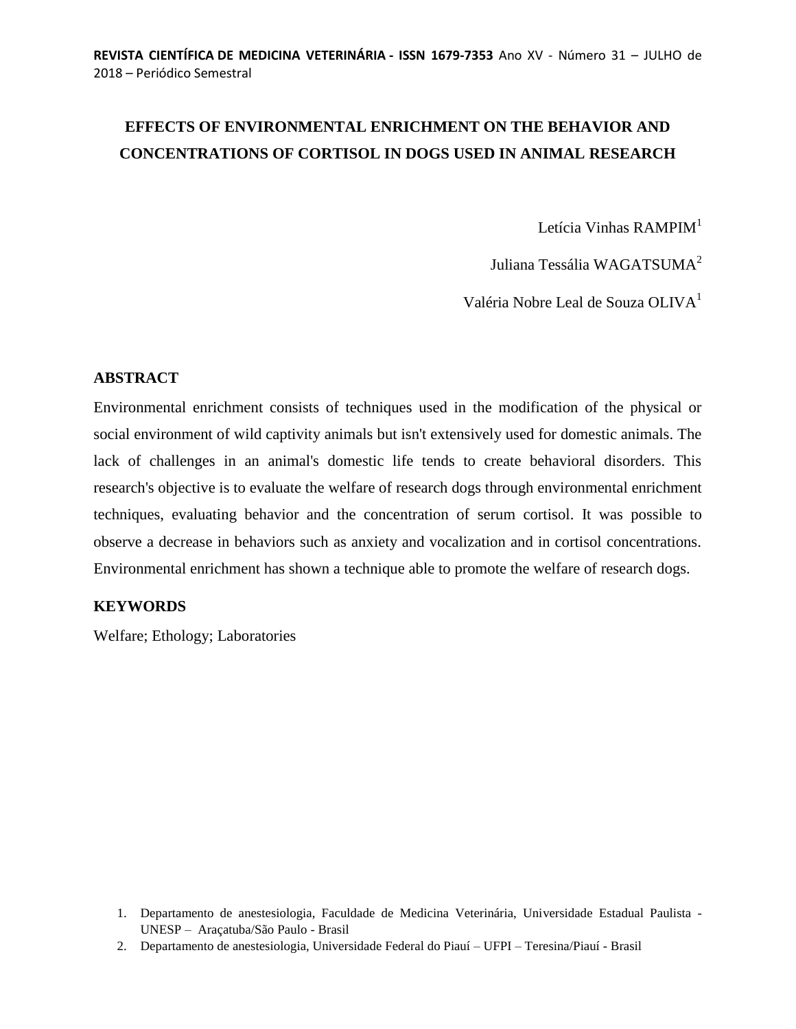# EFFECTS OF ENVIRONMENTAL ENRICHMENT ON THE BEHAVIOR AND CONCENTRATIONS OF CORTISOL IN DOGS USED IN ANIMAL RESEARCH

Letícia Vinhas RAMPIM[1]

Juliana Tessália WAGATSUMA[2]

Valéria Nobre Leal de Souza OLIVA[1]

## ABSTRACT

Environmental enrichment consists of techniques used in the modification of the physical or social environment of wild captivity animals but isn't extensively used for domestic animals. The lack of challenges in an animal's domestic life tends to create behavioral disorders. This research's objective is to evaluate the welfare of research dogs through environmental enrichment techniques, evaluating behavior and the concentration of serum cortisol. It was possible to observe a decrease in behaviors such as anxiety and vocalization and in cortisol concentrations. Environmental enrichment has shown a technique able to promote the welfare of research dogs.

## KEYWORDS

Welfare; Ethology; Laboratories

1. Departamento de anestesiologia, Faculdade de Medicina Veterinária, Universidade Estadual Paulista - UNESP – Araçatuba/São Paulo - Brasil
2. Departamento de anestesiologia, Universidade Federal do Piauí – UFPI – Teresina/Piauí - Brasil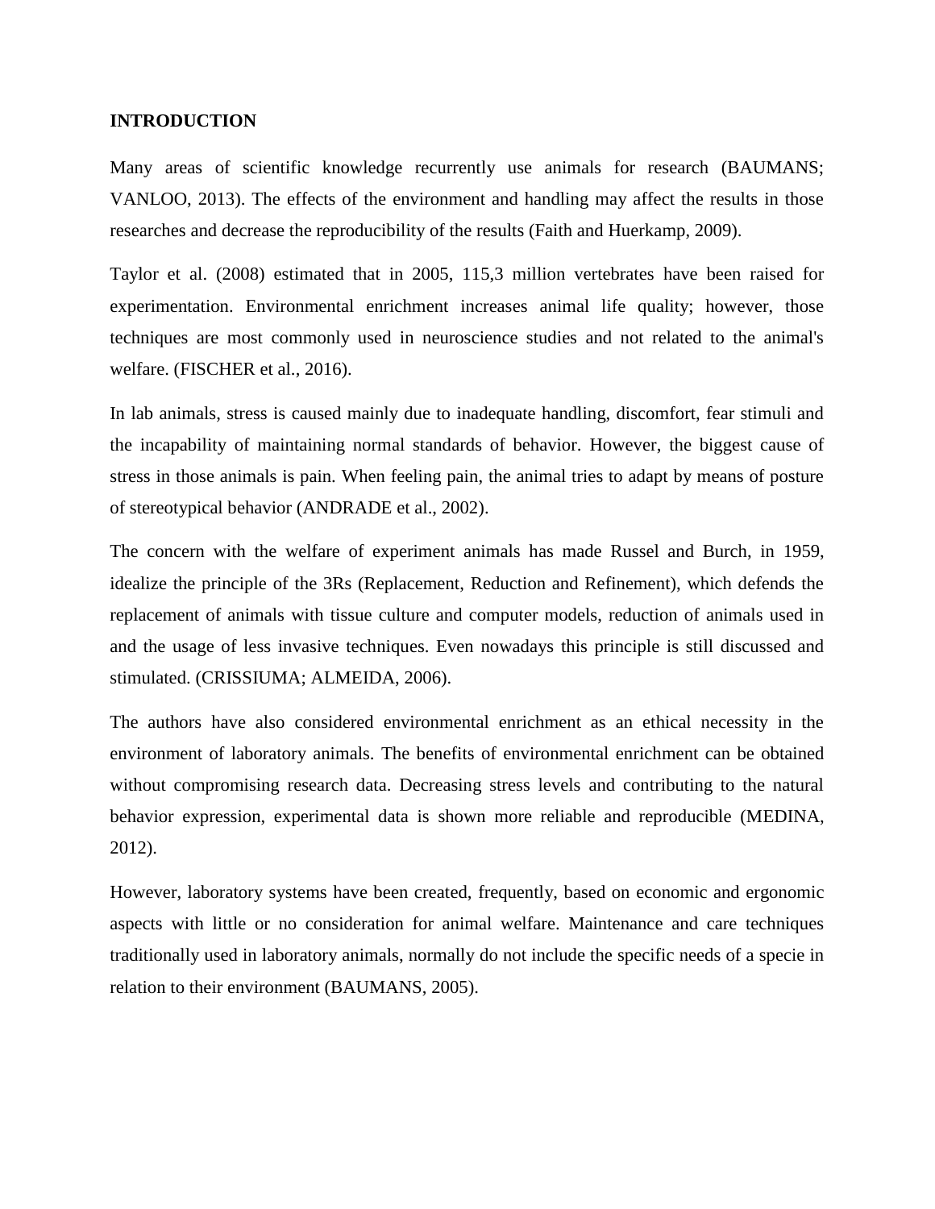**INTRODUCTION**

Many areas of scientific knowledge recurrently use animals for research (BAUMANS; VANLOO, 2013). The effects of the environment and handling may affect the results in those researches and decrease the reproducibility of the results (Faith and Huerkamp, 2009).

Taylor et al. (2008) estimated that in 2005, 115,3 million vertebrates have been raised for experimentation. Environmental enrichment increases animal life quality; however, those techniques are most commonly used in neuroscience studies and not related to the animal's welfare. (FISCHER et al., 2016).

In lab animals, stress is caused mainly due to inadequate handling, discomfort, fear stimuli and the incapability of maintaining normal standards of behavior. However, the biggest cause of stress in those animals is pain. When feeling pain, the animal tries to adapt by means of posture of stereotypical behavior (ANDRADE et al., 2002).

The concern with the welfare of experiment animals has made Russel and Burch, in 1959, idealize the principle of the 3Rs (Replacement, Reduction and Refinement), which defends the replacement of animals with tissue culture and computer models, reduction of animals used in and the usage of less invasive techniques. Even nowadays this principle is still discussed and stimulated. (CRISSIUMA; ALMEIDA, 2006).

The authors have also considered environmental enrichment as an ethical necessity in the environment of laboratory animals. The benefits of environmental enrichment can be obtained without compromising research data. Decreasing stress levels and contributing to the natural behavior expression, experimental data is shown more reliable and reproducible (MEDINA, 2012).

However, laboratory systems have been created, frequently, based on economic and ergonomic aspects with little or no consideration for animal welfare. Maintenance and care techniques traditionally used in laboratory animals, normally do not include the specific needs of a specie in relation to their environment (BAUMANS, 2005).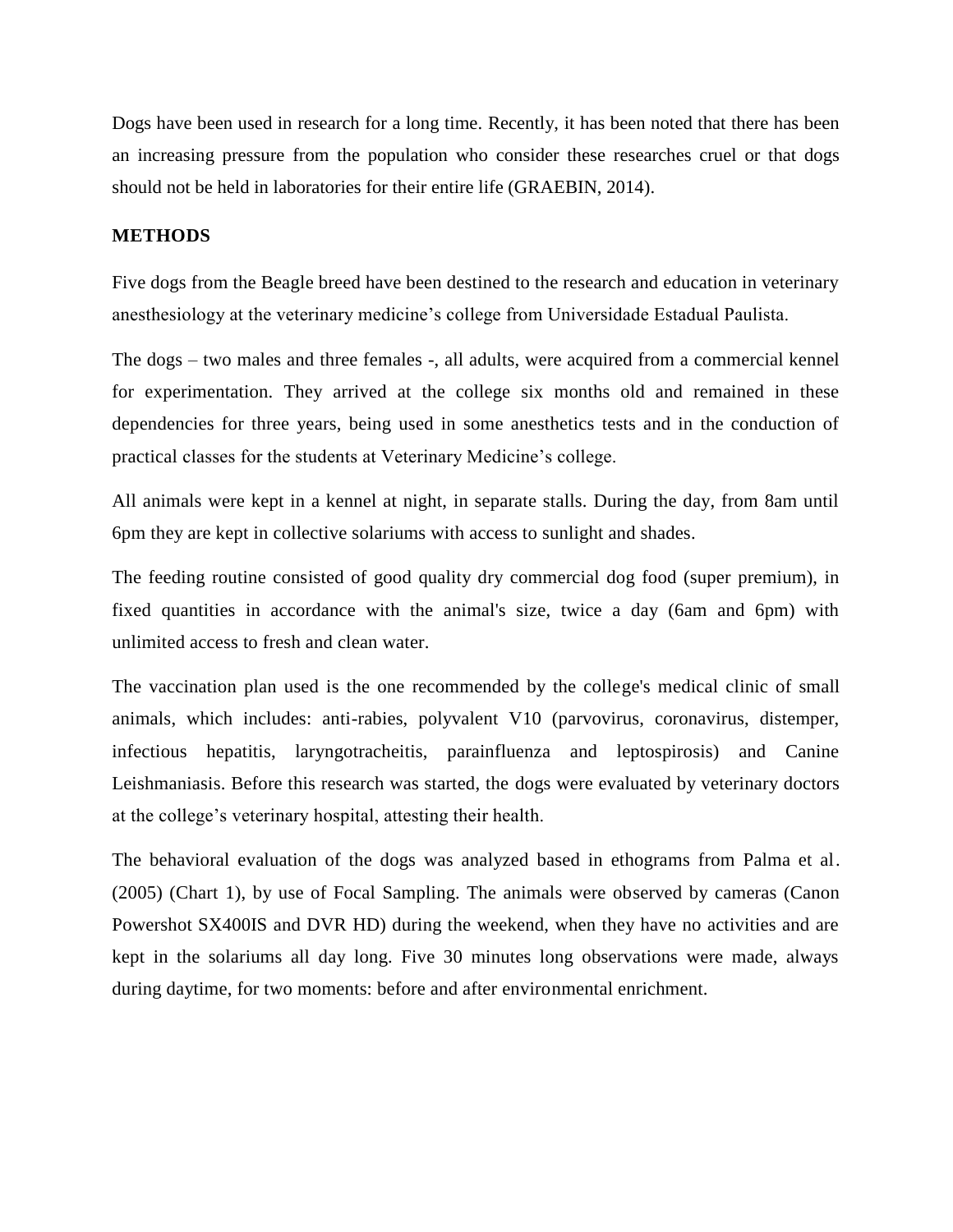Dogs have been used in research for a long time. Recently, it has been noted that there has been an increasing pressure from the population who consider these researches cruel or that dogs should not be held in laboratories for their entire life (GRAEBIN, 2014).

## METHODS

Five dogs from the Beagle breed have been destined to the research and education in veterinary anesthesiology at the veterinary medicine's college from Universidade Estadual Paulista.

The dogs – two males and three females -, all adults, were acquired from a commercial kennel for experimentation. They arrived at the college six months old and remained in these dependencies for three years, being used in some anesthetics tests and in the conduction of practical classes for the students at Veterinary Medicine's college.

All animals were kept in a kennel at night, in separate stalls. During the day, from 8am until 6pm they are kept in collective solariums with access to sunlight and shades.

The feeding routine consisted of good quality dry commercial dog food (super premium), in fixed quantities in accordance with the animal's size, twice a day (6am and 6pm) with unlimited access to fresh and clean water.

The vaccination plan used is the one recommended by the college's medical clinic of small animals, which includes: anti-rabies, polyvalent V10 (parvovirus, coronavirus, distemper, infectious hepatitis, laryngotracheitis, parainfluenza and leptospirosis) and Canine Leishmaniasis. Before this research was started, the dogs were evaluated by veterinary doctors at the college's veterinary hospital, attesting their health.

The behavioral evaluation of the dogs was analyzed based in ethograms from Palma et al. (2005) (Chart 1), by use of Focal Sampling. The animals were observed by cameras (Canon Powershot SX400IS and DVR HD) during the weekend, when they have no activities and are kept in the solariums all day long. Five 30 minutes long observations were made, always during daytime, for two moments: before and after environmental enrichment.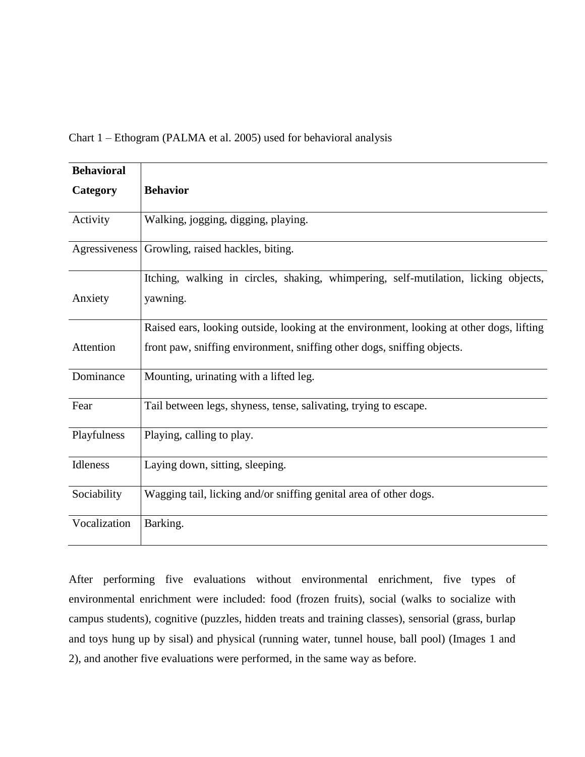Chart 1 – Ethogram (PALMA et al. 2005) used for behavioral analysis

| Behavioral Category | Behavior |
|---|---|
| Activity | Walking, jogging, digging, playing. |
| Agressiveness | Growling, raised hackles, biting. |
| Anxiety | Itching, walking in circles, shaking, whimpering, self-mutilation, licking objects, yawning. |
| Attention | Raised ears, looking outside, looking at the environment, looking at other dogs, lifting front paw, sniffing environment, sniffing other dogs, sniffing objects. |
| Dominance | Mounting, urinating with a lifted leg. |
| Fear | Tail between legs, shyness, tense, salivating, trying to escape. |
| Playfulness | Playing, calling to play. |
| Idleness | Laying down, sitting, sleeping. |
| Sociability | Wagging tail, licking and/or sniffing genital area of other dogs. |
| Vocalization | Barking. |

After performing five evaluations without environmental enrichment, five types of environmental enrichment were included: food (frozen fruits), social (walks to socialize with campus students), cognitive (puzzles, hidden treats and training classes), sensorial (grass, burlap and toys hung up by sisal) and physical (running water, tunnel house, ball pool) (Images 1 and 2), and another five evaluations were performed, in the same way as before.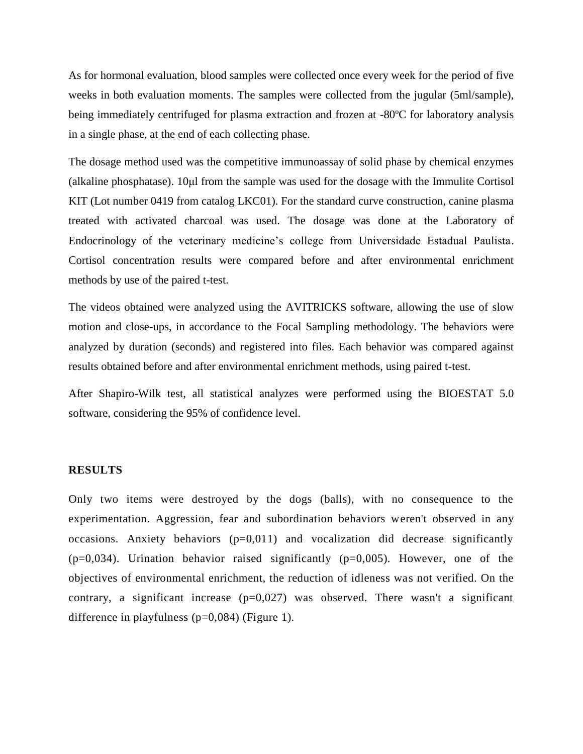As for hormonal evaluation, blood samples were collected once every week for the period of five weeks in both evaluation moments. The samples were collected from the jugular (5ml/sample), being immediately centrifuged for plasma extraction and frozen at -80ºC for laboratory analysis in a single phase, at the end of each collecting phase.

The dosage method used was the competitive immunoassay of solid phase by chemical enzymes (alkaline phosphatase). 10μl from the sample was used for the dosage with the Immulite Cortisol KIT (Lot number 0419 from catalog LKC01). For the standard curve construction, canine plasma treated with activated charcoal was used. The dosage was done at the Laboratory of Endocrinology of the veterinary medicine's college from Universidade Estadual Paulista. Cortisol concentration results were compared before and after environmental enrichment methods by use of the paired t-test.

The videos obtained were analyzed using the AVITRICKS software, allowing the use of slow motion and close-ups, in accordance to the Focal Sampling methodology. The behaviors were analyzed by duration (seconds) and registered into files. Each behavior was compared against results obtained before and after environmental enrichment methods, using paired t-test.

After Shapiro-Wilk test, all statistical analyzes were performed using the BIOESTAT 5.0 software, considering the 95% of confidence level.

## RESULTS

Only two items were destroyed by the dogs (balls), with no consequence to the experimentation. Aggression, fear and subordination behaviors weren't observed in any occasions. Anxiety behaviors ($p=0,011$) and vocalization did decrease significantly ($p=0,034$). Urination behavior raised significantly ($p=0,005$). However, one of the objectives of environmental enrichment, the reduction of idleness was not verified. On the contrary, a significant increase ($p=0,027$) was observed. There wasn't a significant difference in playfulness ($p=0,084$) (Figure 1).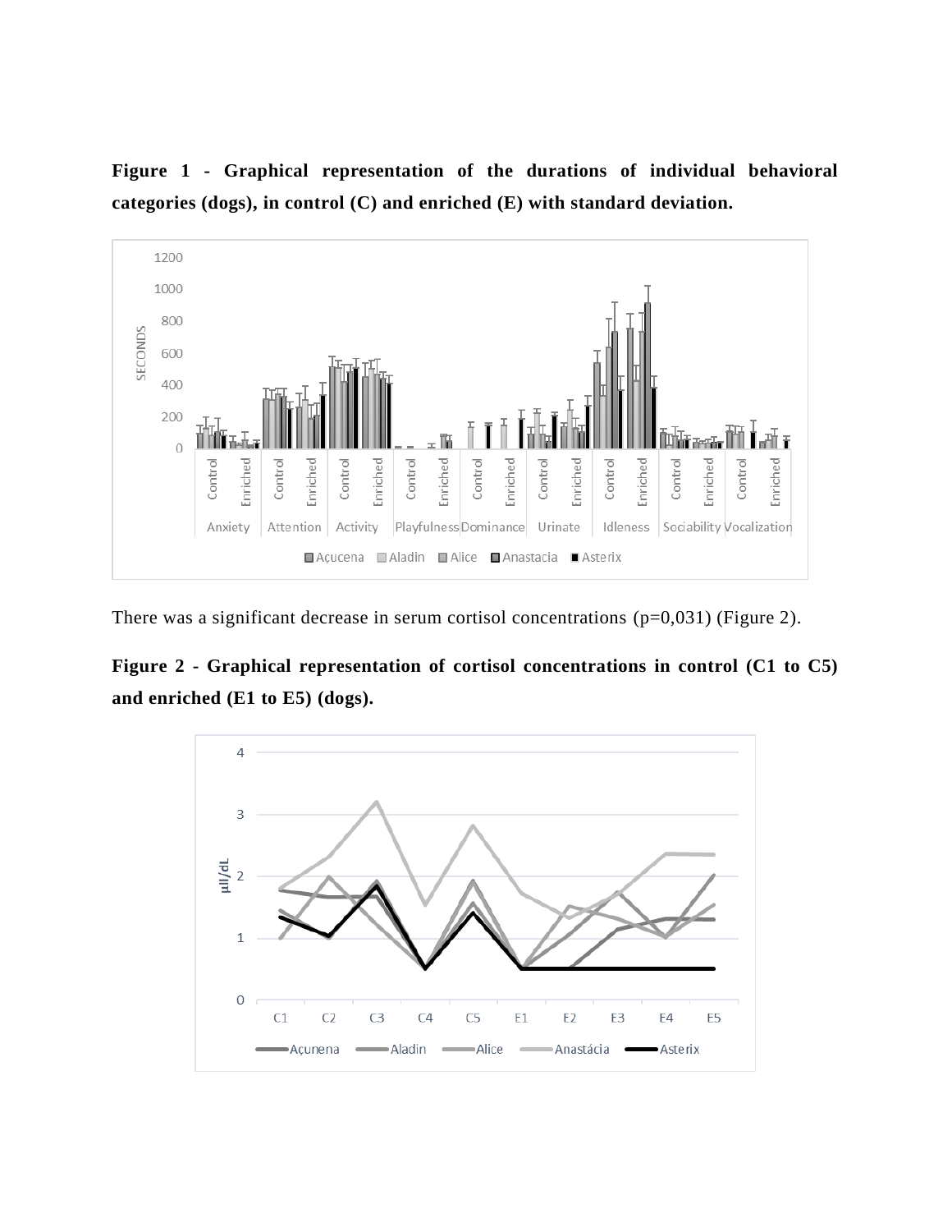**Figure 1 - Graphical representation of the durations of individual behavioral categories (dogs), in control (C) and enriched (E) with standard deviation.**

1200
1000
800
600
400
200
0

SECONDS

Control Enriched Control Enriched Control Enriched Control Enriched Control Enriched Control Enriched Control Enriched Control Enriched Control Enriched

Anxiety Attention Activity Playfulness Dominance Urinate Idleness Sociability Vocalization

Açucena Aladin Alice Anastacia Asterix

There was a significant decrease in serum cortisol concentrations (p=0,031) (Figure 2).

**Figure 2 - Graphical representation of cortisol concentrations in control (C1 to C5) and enriched (E1 to E5) (dogs).**

4
3
2
1
0

µll/dL

C1 C2 C3 C4 C5 E1 E2 E3 E4 E5

Açunena Aladin Alice Anastácia Asterix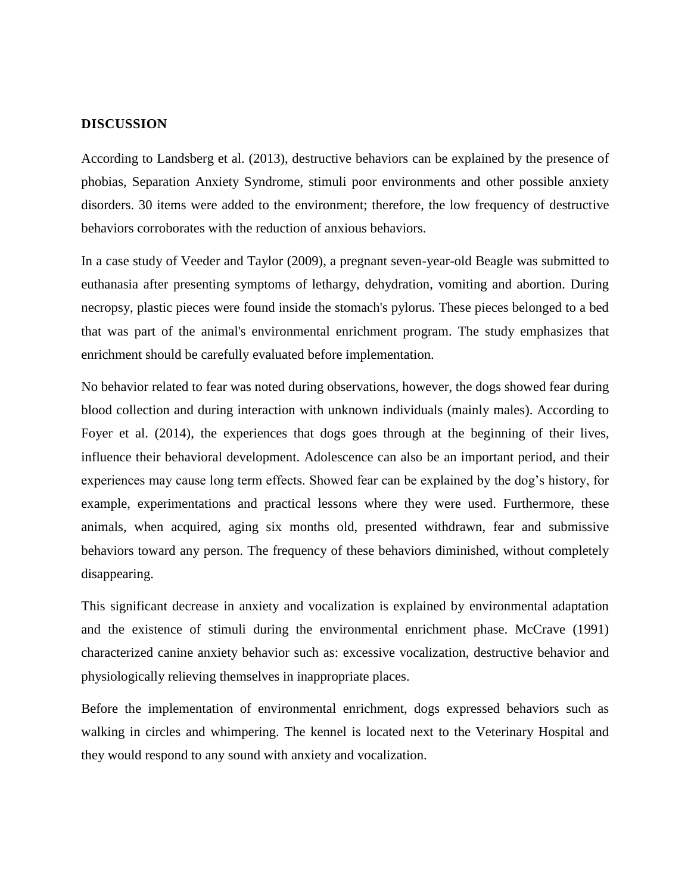## DISCUSSION

According to Landsberg et al. (2013), destructive behaviors can be explained by the presence of phobias, Separation Anxiety Syndrome, stimuli poor environments and other possible anxiety disorders. 30 items were added to the environment; therefore, the low frequency of destructive behaviors corroborates with the reduction of anxious behaviors.

In a case study of Veeder and Taylor (2009), a pregnant seven-year-old Beagle was submitted to euthanasia after presenting symptoms of lethargy, dehydration, vomiting and abortion. During necropsy, plastic pieces were found inside the stomach's pylorus. These pieces belonged to a bed that was part of the animal's environmental enrichment program. The study emphasizes that enrichment should be carefully evaluated before implementation.

No behavior related to fear was noted during observations, however, the dogs showed fear during blood collection and during interaction with unknown individuals (mainly males). According to Foyer et al. (2014), the experiences that dogs goes through at the beginning of their lives, influence their behavioral development. Adolescence can also be an important period, and their experiences may cause long term effects. Showed fear can be explained by the dog's history, for example, experimentations and practical lessons where they were used. Furthermore, these animals, when acquired, aging six months old, presented withdrawn, fear and submissive behaviors toward any person. The frequency of these behaviors diminished, without completely disappearing.

This significant decrease in anxiety and vocalization is explained by environmental adaptation and the existence of stimuli during the environmental enrichment phase. McCrave (1991) characterized canine anxiety behavior such as: excessive vocalization, destructive behavior and physiologically relieving themselves in inappropriate places.

Before the implementation of environmental enrichment, dogs expressed behaviors such as walking in circles and whimpering. The kennel is located next to the Veterinary Hospital and they would respond to any sound with anxiety and vocalization.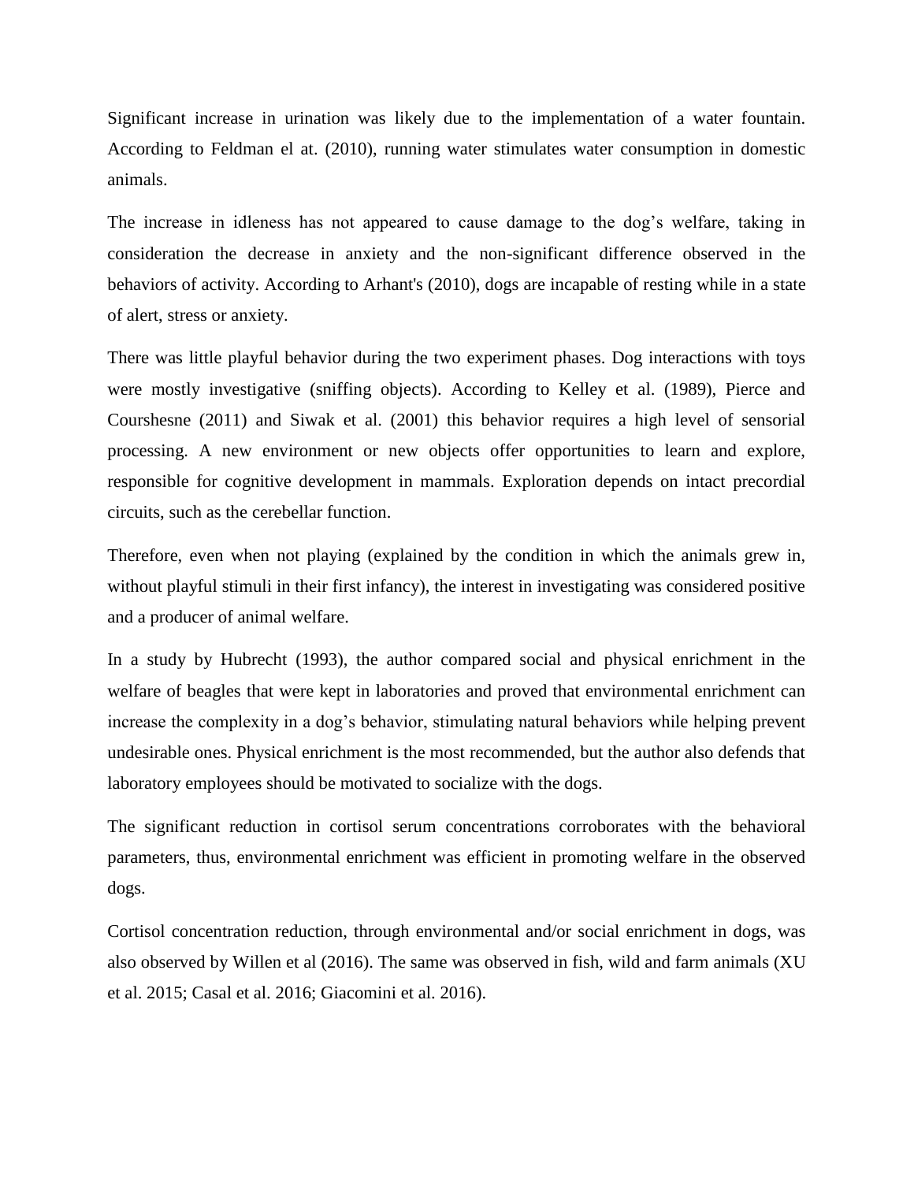Significant increase in urination was likely due to the implementation of a water fountain. According to Feldman el at. (2010), running water stimulates water consumption in domestic animals.

The increase in idleness has not appeared to cause damage to the dog's welfare, taking in consideration the decrease in anxiety and the non-significant difference observed in the behaviors of activity. According to Arhant's (2010), dogs are incapable of resting while in a state of alert, stress or anxiety.

There was little playful behavior during the two experiment phases. Dog interactions with toys were mostly investigative (sniffing objects). According to Kelley et al. (1989), Pierce and Courshesne (2011) and Siwak et al. (2001) this behavior requires a high level of sensorial processing. A new environment or new objects offer opportunities to learn and explore, responsible for cognitive development in mammals. Exploration depends on intact precordial circuits, such as the cerebellar function.

Therefore, even when not playing (explained by the condition in which the animals grew in, without playful stimuli in their first infancy), the interest in investigating was considered positive and a producer of animal welfare.

In a study by Hubrecht (1993), the author compared social and physical enrichment in the welfare of beagles that were kept in laboratories and proved that environmental enrichment can increase the complexity in a dog's behavior, stimulating natural behaviors while helping prevent undesirable ones. Physical enrichment is the most recommended, but the author also defends that laboratory employees should be motivated to socialize with the dogs.

The significant reduction in cortisol serum concentrations corroborates with the behavioral parameters, thus, environmental enrichment was efficient in promoting welfare in the observed dogs.

Cortisol concentration reduction, through environmental and/or social enrichment in dogs, was also observed by Willen et al (2016). The same was observed in fish, wild and farm animals (XU et al. 2015; Casal et al. 2016; Giacomini et al. 2016).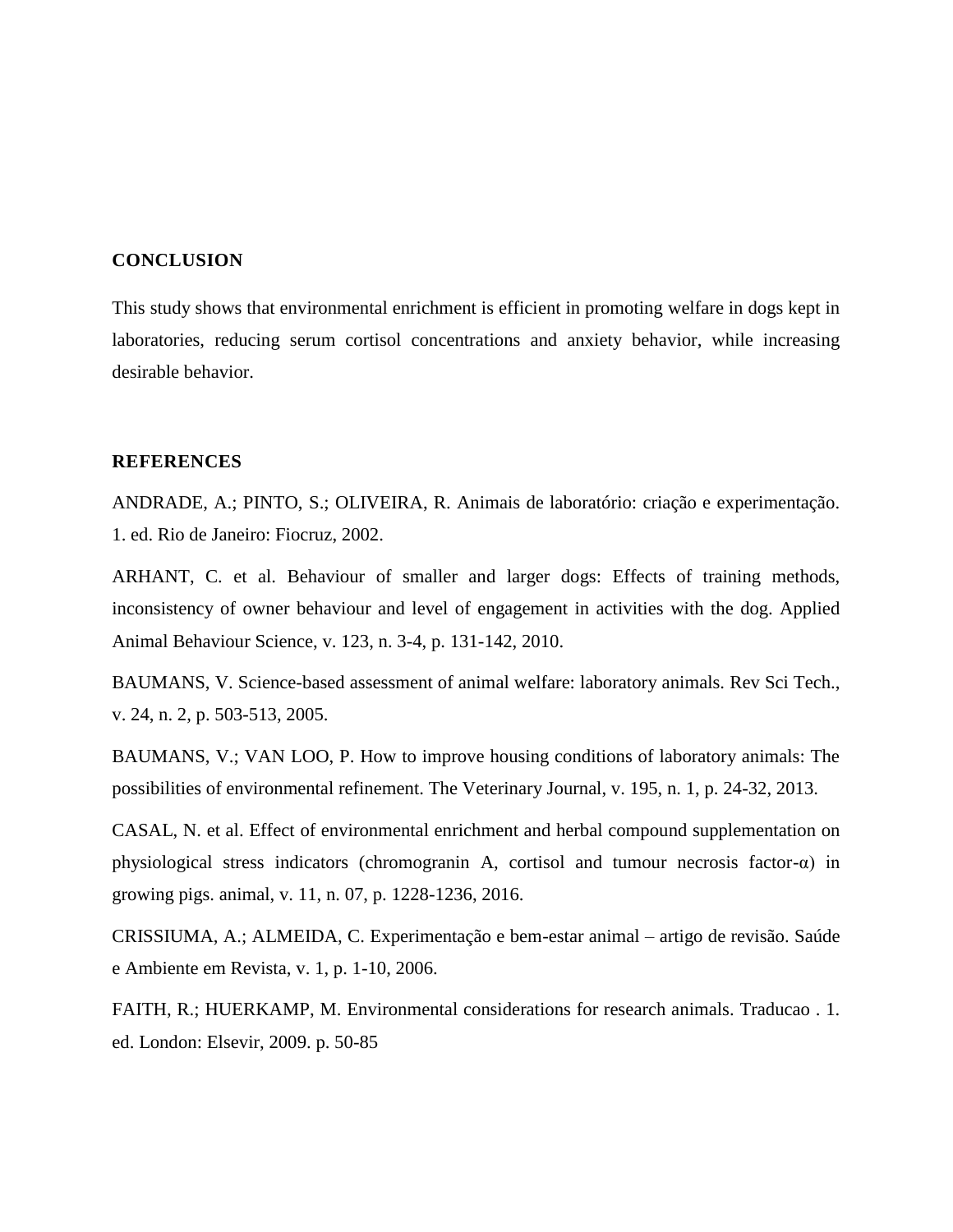## CONCLUSION

This study shows that environmental enrichment is efficient in promoting welfare in dogs kept in laboratories, reducing serum cortisol concentrations and anxiety behavior, while increasing desirable behavior.

## REFERENCES

ANDRADE, A.; PINTO, S.; OLIVEIRA, R. Animais de laboratório: criação e experimentação. 1. ed. Rio de Janeiro: Fiocruz, 2002.

ARHANT, C. et al. Behaviour of smaller and larger dogs: Effects of training methods, inconsistency of owner behaviour and level of engagement in activities with the dog. Applied Animal Behaviour Science, v. 123, n. 3-4, p. 131-142, 2010.

BAUMANS, V. Science-based assessment of animal welfare: laboratory animals. Rev Sci Tech., v. 24, n. 2, p. 503-513, 2005.

BAUMANS, V.; VAN LOO, P. How to improve housing conditions of laboratory animals: The possibilities of environmental refinement. The Veterinary Journal, v. 195, n. 1, p. 24-32, 2013.

CASAL, N. et al. Effect of environmental enrichment and herbal compound supplementation on physiological stress indicators (chromogranin A, cortisol and tumour necrosis factor-α) in growing pigs. animal, v. 11, n. 07, p. 1228-1236, 2016.

CRISSIUMA, A.; ALMEIDA, C. Experimentação e bem-estar animal – artigo de revisão. Saúde e Ambiente em Revista, v. 1, p. 1-10, 2006.

FAITH, R.; HUERKAMP, M. Environmental considerations for research animals. Traducao . 1. ed. London: Elsevir, 2009. p. 50-85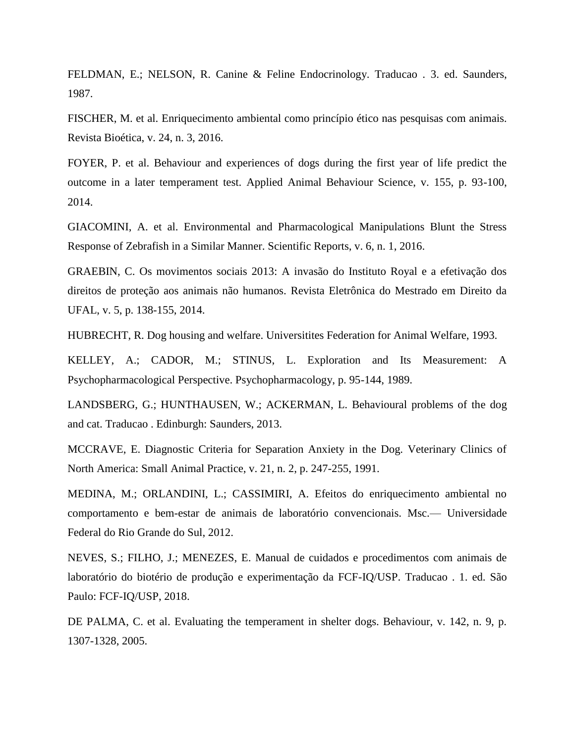FELDMAN, E.; NELSON, R. Canine & Feline Endocrinology. Traducao . 3. ed. Saunders, 1987.

FISCHER, M. et al. Enriquecimento ambiental como princípio ético nas pesquisas com animais. Revista Bioética, v. 24, n. 3, 2016.

FOYER, P. et al. Behaviour and experiences of dogs during the first year of life predict the outcome in a later temperament test. Applied Animal Behaviour Science, v. 155, p. 93-100, 2014.

GIACOMINI, A. et al. Environmental and Pharmacological Manipulations Blunt the Stress Response of Zebrafish in a Similar Manner. Scientific Reports, v. 6, n. 1, 2016.

GRAEBIN, C. Os movimentos sociais 2013: A invasão do Instituto Royal e a efetivação dos direitos de proteção aos animais não humanos. Revista Eletrônica do Mestrado em Direito da UFAL, v. 5, p. 138-155, 2014.

HUBRECHT, R. Dog housing and welfare. Universitites Federation for Animal Welfare, 1993.

KELLEY, A.; CADOR, M.; STINUS, L. Exploration and Its Measurement: A Psychopharmacological Perspective. Psychopharmacology, p. 95-144, 1989.

LANDSBERG, G.; HUNTHAUSEN, W.; ACKERMAN, L. Behavioural problems of the dog and cat. Traducao . Edinburgh: Saunders, 2013.

MCCRAVE, E. Diagnostic Criteria for Separation Anxiety in the Dog. Veterinary Clinics of North America: Small Animal Practice, v. 21, n. 2, p. 247-255, 1991.

MEDINA, M.; ORLANDINI, L.; CASSIMIRI, A. Efeitos do enriquecimento ambiental no comportamento e bem-estar de animais de laboratório convencionais. Msc.— Universidade Federal do Rio Grande do Sul, 2012.

NEVES, S.; FILHO, J.; MENEZES, E. Manual de cuidados e procedimentos com animais de laboratório do biotério de produção e experimentação da FCF-IQ/USP. Traducao . 1. ed. São Paulo: FCF-IQ/USP, 2018.

DE PALMA, C. et al. Evaluating the temperament in shelter dogs. Behaviour, v. 142, n. 9, p. 1307-1328, 2005.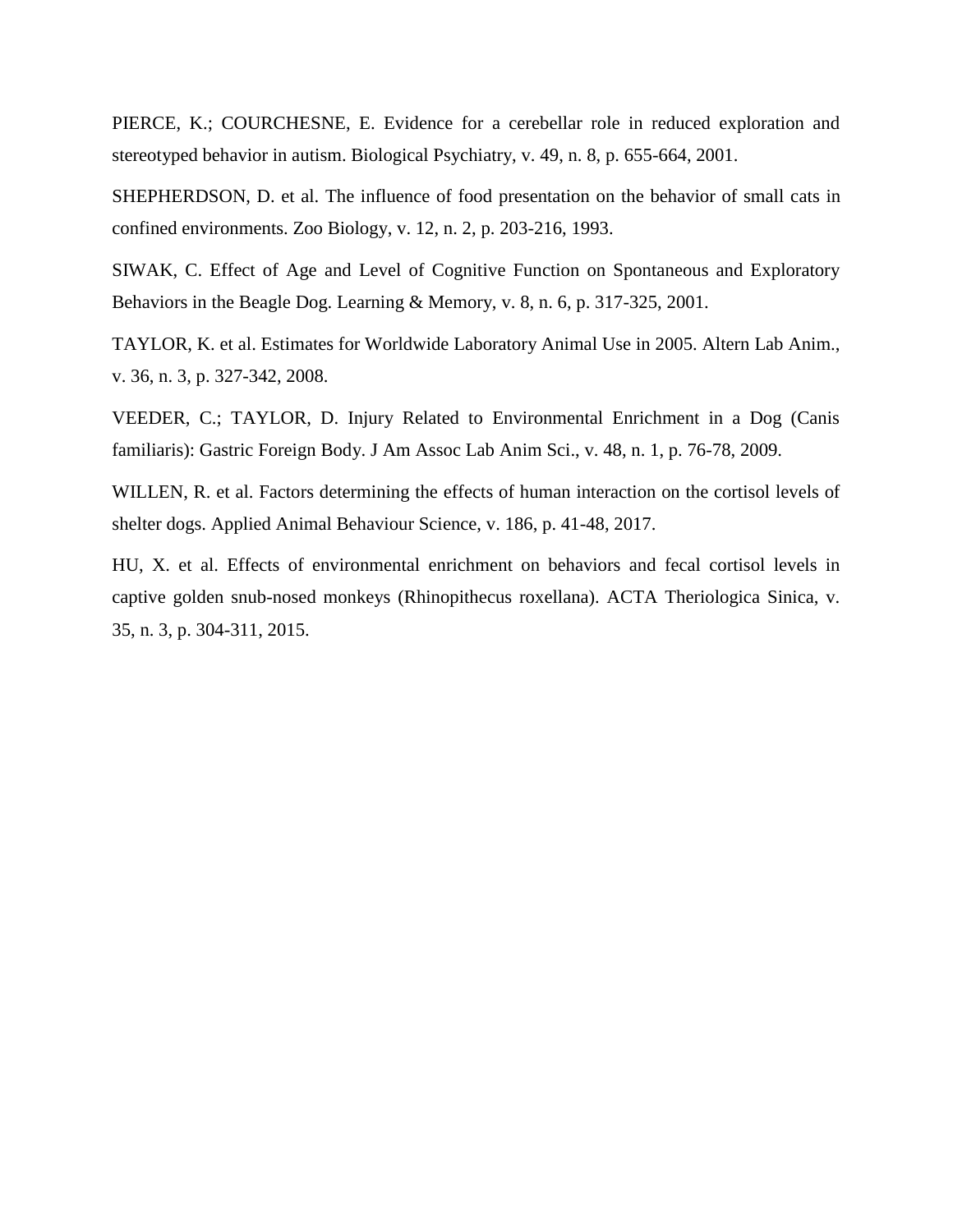PIERCE, K.; COURCHESNE, E. Evidence for a cerebellar role in reduced exploration and stereotyped behavior in autism. Biological Psychiatry, v. 49, n. 8, p. 655-664, 2001.

SHEPHERDSON, D. et al. The influence of food presentation on the behavior of small cats in confined environments. Zoo Biology, v. 12, n. 2, p. 203-216, 1993.

SIWAK, C. Effect of Age and Level of Cognitive Function on Spontaneous and Exploratory Behaviors in the Beagle Dog. Learning & Memory, v. 8, n. 6, p. 317-325, 2001.

TAYLOR, K. et al. Estimates for Worldwide Laboratory Animal Use in 2005. Altern Lab Anim., v. 36, n. 3, p. 327-342, 2008.

VEEDER, C.; TAYLOR, D. Injury Related to Environmental Enrichment in a Dog (Canis familiaris): Gastric Foreign Body. J Am Assoc Lab Anim Sci., v. 48, n. 1, p. 76-78, 2009.

WILLEN, R. et al. Factors determining the effects of human interaction on the cortisol levels of shelter dogs. Applied Animal Behaviour Science, v. 186, p. 41-48, 2017.

HU, X. et al. Effects of environmental enrichment on behaviors and fecal cortisol levels in captive golden snub-nosed monkeys (Rhinopithecus roxellana). ACTA Theriologica Sinica, v. 35, n. 3, p. 304-311, 2015.